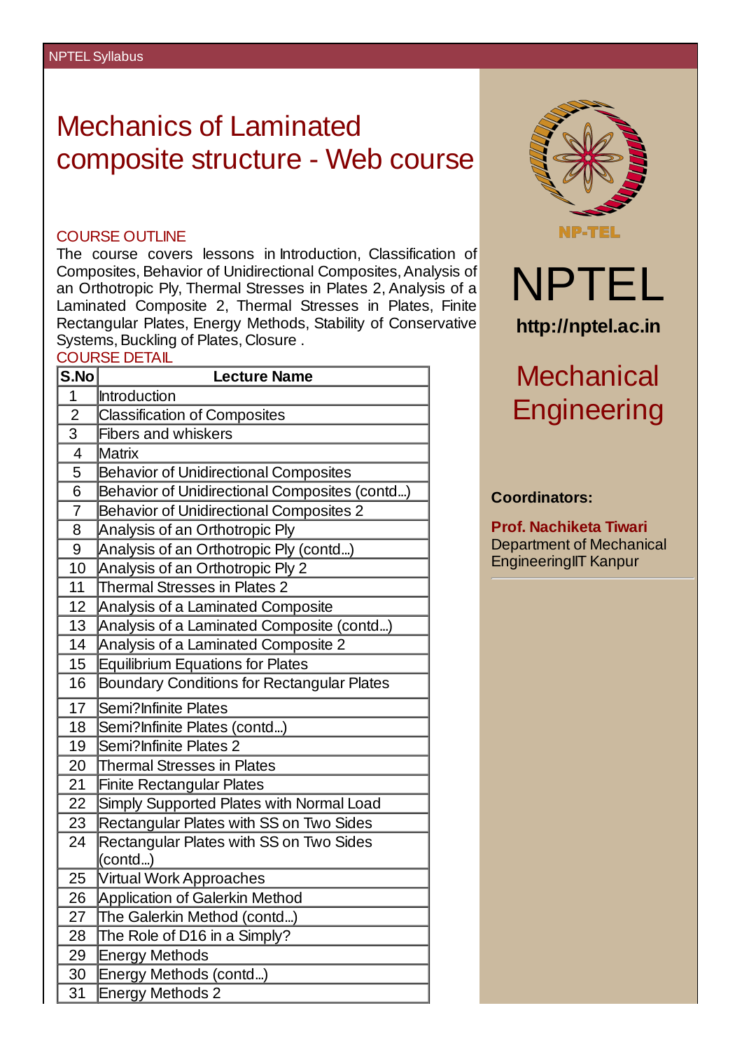# Mechanics of Laminated composite structure - Web course

## COURSE OUTLINE

The course covers lessons in Introduction, Classification of Composites, Behavior of Unidirectional Composites, Analysis of an Orthotropic Ply, Thermal Stresses in Plates 2, Analysis of a Laminated Composite 2, Thermal Stresses in Plates, Finite Rectangular Plates, Energy Methods, Stability of Conservative Systems, Buckling of Plates, Closure .

## COURSE DETAIL

| S.No | Lecture Name |
|---|---|
| 1 | Introduction |
| 2 | Classification of Composites |
| 3 | Fibers and whiskers |
| 4 | Matrix |
| 5 | Behavior of Unidirectional Composites |
| 6 | Behavior of Unidirectional Composites (contd...) |
| 7 | Behavior of Unidirectional Composites 2 |
| 8 | Analysis of an Orthotropic Ply |
| 9 | Analysis of an Orthotropic Ply (contd...) |
| 10 | Analysis of an Orthotropic Ply 2 |
| 11 | Thermal Stresses in Plates 2 |
| 12 | Analysis of a Laminated Composite |
| 13 | Analysis of a Laminated Composite (contd...) |
| 14 | Analysis of a Laminated Composite 2 |
| 15 | Equilibrium Equations for Plates |
| 16 | Boundary Conditions for Rectangular Plates |
| 17 | Semi?Infinite Plates |
| 18 | Semi?Infinite Plates (contd...) |
| 19 | Semi?Infinite Plates 2 |
| 20 | Thermal Stresses in Plates |
| 21 | Finite Rectangular Plates |
| 22 | Simply Supported Plates with Normal Load |
| 23 | Rectangular Plates with SS on Two Sides |
| 24 | Rectangular Plates with SS on Two Sides (contd...) |
| 25 | Virtual Work Approaches |
| 26 | Application of Galerkin Method |
| 27 | The Galerkin Method (contd...) |
| 28 | The Role of D16 in a Simply? |
| 29 | Energy Methods |
| 30 | Energy Methods (contd...) |
| 31 | Energy Methods 2 |

NP-TEL

NPTEL

**http://nptel.ac.in**

## Mechanical Engineering

**Coordinators:**

**Prof. Nachiketa Tiwari**
Department of Mechanical EngineeringIIT Kanpur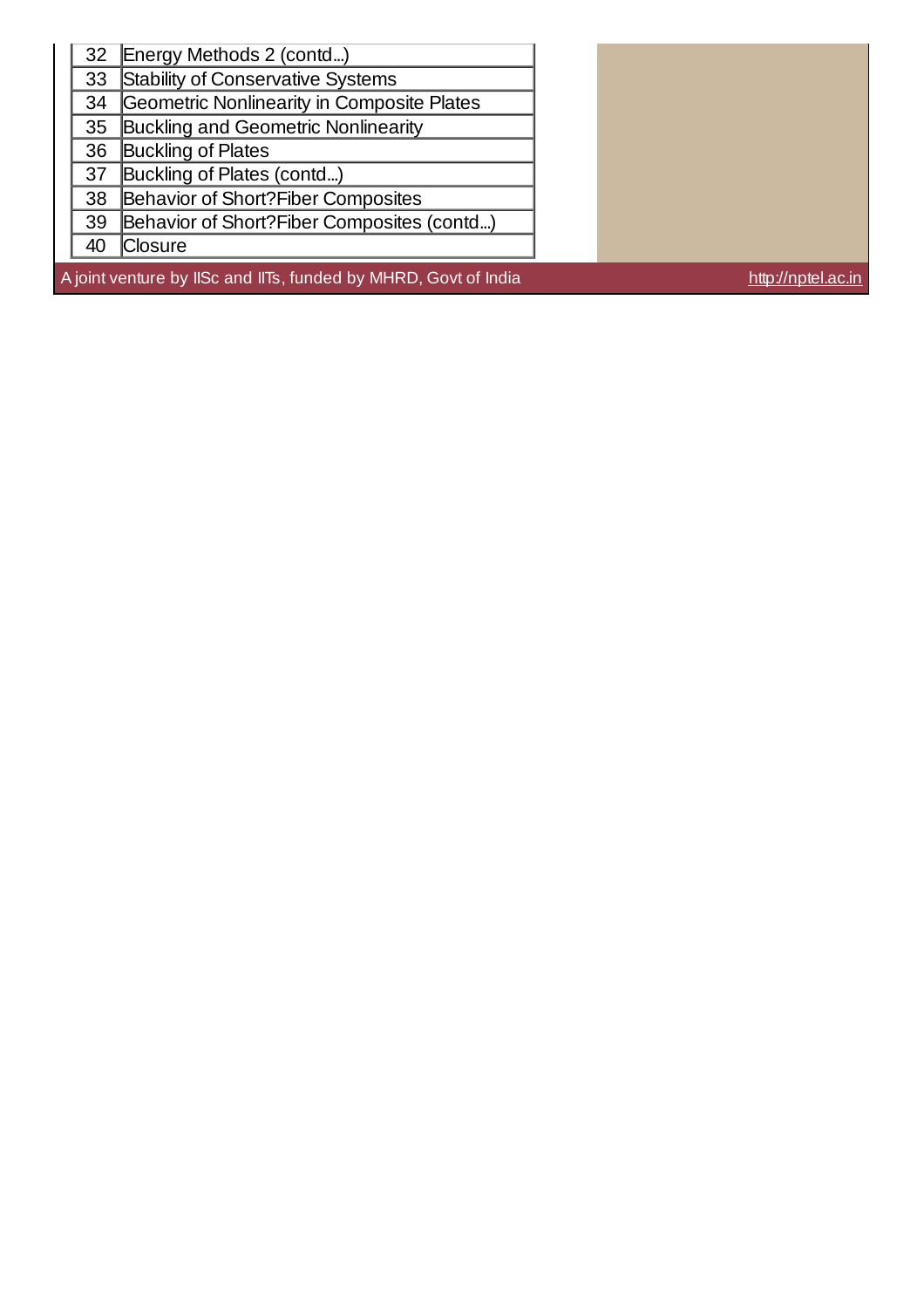| | |
|---|---|
| 32 | Energy Methods 2 (contd...) |
| 33 | Stability of Conservative Systems |
| 34 | Geometric Nonlinearity in Composite Plates |
| 35 | Buckling and Geometric Nonlinearity |
| 36 | Buckling of Plates |
| 37 | Buckling of Plates (contd...) |
| 38 | Behavior of Short?Fiber Composites |
| 39 | Behavior of Short?Fiber Composites (contd...) |
| 40 | Closure |

A joint venture by IISc and IITs, funded by MHRD, Govt of India http://nptel.ac.in